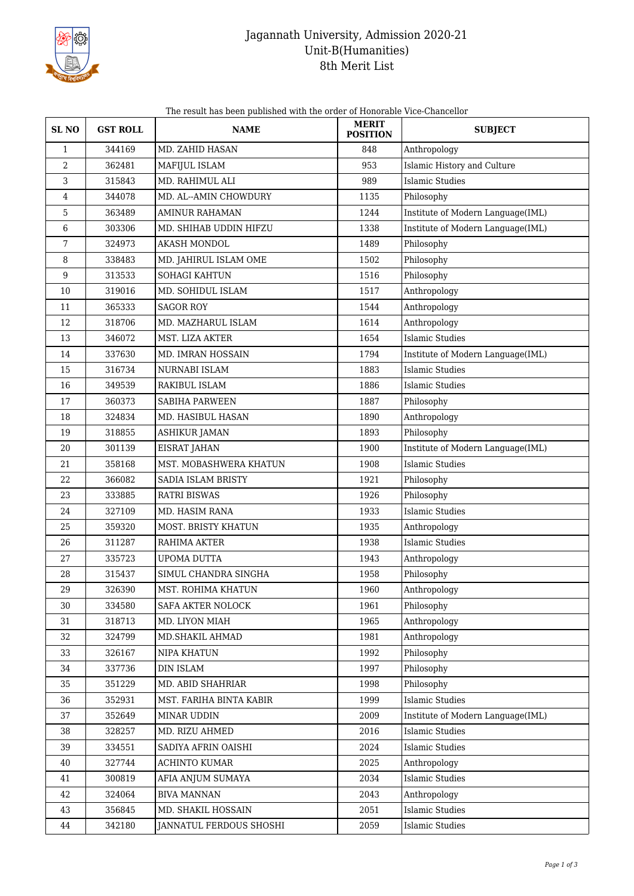# Jagannath University, Admission 2020-21
## Unit-B(Humanities)
## 8th Merit List

The result has been published with the order of Honorable Vice-Chancellor

| SL NO | GST ROLL | NAME | MERIT POSITION | SUBJECT |
|---|---|---|---|---|
| 1 | 344169 | MD. ZAHID HASAN | 848 | Anthropology |
| 2 | 362481 | MAFIJUL ISLAM | 953 | Islamic History and Culture |
| 3 | 315843 | MD. RAHIMUL ALI | 989 | Islamic Studies |
| 4 | 344078 | MD. AL--AMIN CHOWDURY | 1135 | Philosophy |
| 5 | 363489 | AMINUR RAHAMAN | 1244 | Institute of Modern Language(IML) |
| 6 | 303306 | MD. SHIHAB UDDIN HIFZU | 1338 | Institute of Modern Language(IML) |
| 7 | 324973 | AKASH MONDOL | 1489 | Philosophy |
| 8 | 338483 | MD. JAHIRUL ISLAM OME | 1502 | Philosophy |
| 9 | 313533 | SOHAGI KAHTUN | 1516 | Philosophy |
| 10 | 319016 | MD. SOHIDUL ISLAM | 1517 | Anthropology |
| 11 | 365333 | SAGOR ROY | 1544 | Anthropology |
| 12 | 318706 | MD. MAZHARUL ISLAM | 1614 | Anthropology |
| 13 | 346072 | MST. LIZA AKTER | 1654 | Islamic Studies |
| 14 | 337630 | MD. IMRAN HOSSAIN | 1794 | Institute of Modern Language(IML) |
| 15 | 316734 | NURNABI ISLAM | 1883 | Islamic Studies |
| 16 | 349539 | RAKIBUL ISLAM | 1886 | Islamic Studies |
| 17 | 360373 | SABIHA PARWEEN | 1887 | Philosophy |
| 18 | 324834 | MD. HASIBUL HASAN | 1890 | Anthropology |
| 19 | 318855 | ASHIKUR JAMAN | 1893 | Philosophy |
| 20 | 301139 | EISRAT JAHAN | 1900 | Institute of Modern Language(IML) |
| 21 | 358168 | MST. MOBASHWERA KHATUN | 1908 | Islamic Studies |
| 22 | 366082 | SADIA ISLAM BRISTY | 1921 | Philosophy |
| 23 | 333885 | RATRI BISWAS | 1926 | Philosophy |
| 24 | 327109 | MD. HASIM RANA | 1933 | Islamic Studies |
| 25 | 359320 | MOST. BRISTY KHATUN | 1935 | Anthropology |
| 26 | 311287 | RAHIMA AKTER | 1938 | Islamic Studies |
| 27 | 335723 | UPOMA DUTTA | 1943 | Anthropology |
| 28 | 315437 | SIMUL CHANDRA SINGHA | 1958 | Philosophy |
| 29 | 326390 | MST. ROHIMA KHATUN | 1960 | Anthropology |
| 30 | 334580 | SAFA AKTER NOLOCK | 1961 | Philosophy |
| 31 | 318713 | MD. LIYON MIAH | 1965 | Anthropology |
| 32 | 324799 | MD.SHAKIL AHMAD | 1981 | Anthropology |
| 33 | 326167 | NIPA KHATUN | 1992 | Philosophy |
| 34 | 337736 | DIN ISLAM | 1997 | Philosophy |
| 35 | 351229 | MD. ABID SHAHRIAR | 1998 | Philosophy |
| 36 | 352931 | MST. FARIHA BINTA KABIR | 1999 | Islamic Studies |
| 37 | 352649 | MINAR UDDIN | 2009 | Institute of Modern Language(IML) |
| 38 | 328257 | MD. RIZU AHMED | 2016 | Islamic Studies |
| 39 | 334551 | SADIYA AFRIN OAISHI | 2024 | Islamic Studies |
| 40 | 327744 | ACHINTO KUMAR | 2025 | Anthropology |
| 41 | 300819 | AFIA ANJUM SUMAYA | 2034 | Islamic Studies |
| 42 | 324064 | BIVA MANNAN | 2043 | Anthropology |
| 43 | 356845 | MD. SHAKIL HOSSAIN | 2051 | Islamic Studies |
| 44 | 342180 | JANNATUL FERDOUS SHOSHI | 2059 | Islamic Studies |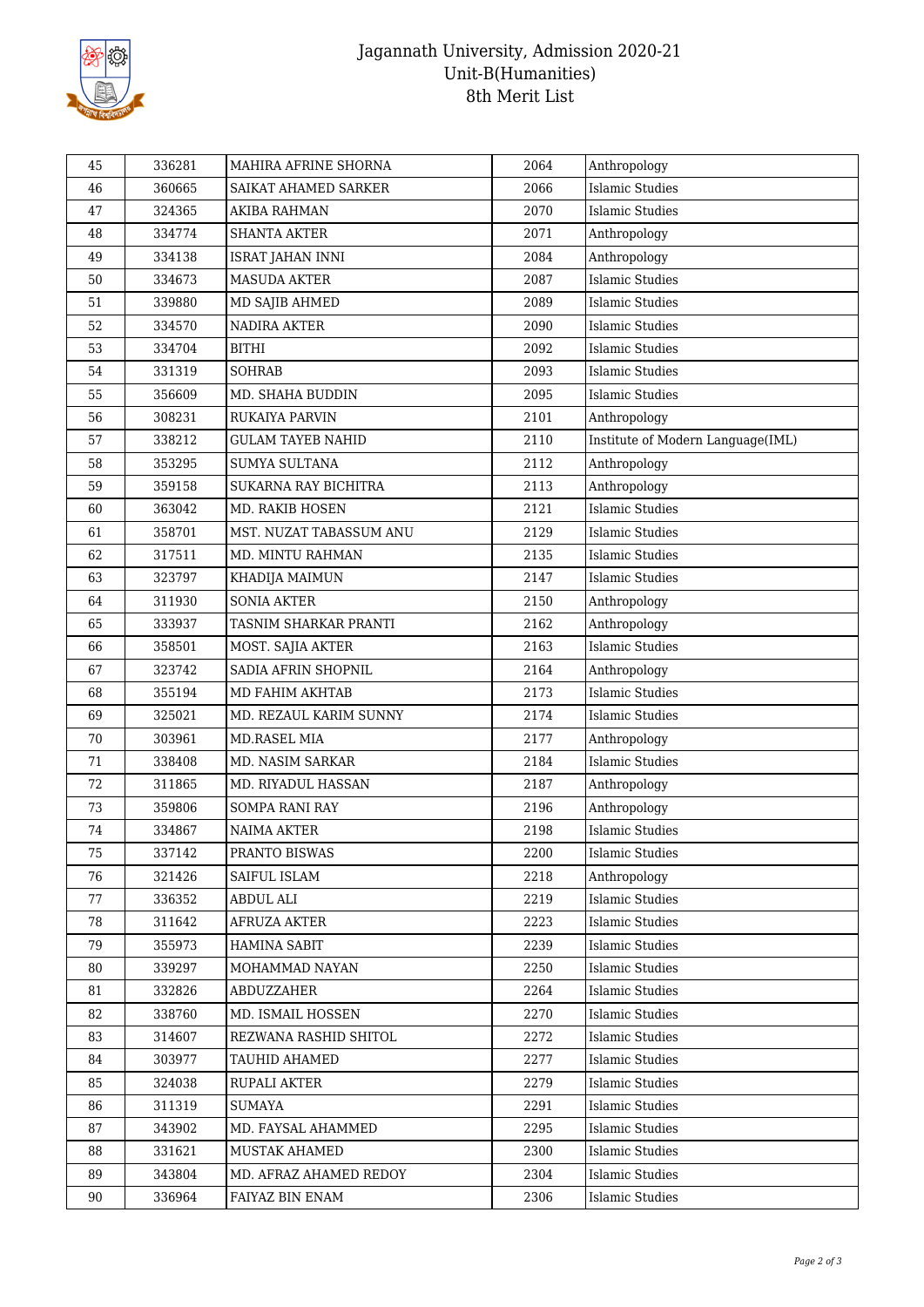| 45 | 336281 | MAHIRA AFRINE SHORNA | 2064 | Anthropology |
|---|---|---|---|---|
| 46 | 360665 | SAIKAT AHAMED SARKER | 2066 | Islamic Studies |
| 47 | 324365 | AKIBA RAHMAN | 2070 | Islamic Studies |
| 48 | 334774 | SHANTA AKTER | 2071 | Anthropology |
| 49 | 334138 | ISRAT JAHAN INNI | 2084 | Anthropology |
| 50 | 334673 | MASUDA AKTER | 2087 | Islamic Studies |
| 51 | 339880 | MD SAJIB AHMED | 2089 | Islamic Studies |
| 52 | 334570 | NADIRA AKTER | 2090 | Islamic Studies |
| 53 | 334704 | BITHI | 2092 | Islamic Studies |
| 54 | 331319 | SOHRAB | 2093 | Islamic Studies |
| 55 | 356609 | MD. SHAHA BUDDIN | 2095 | Islamic Studies |
| 56 | 308231 | RUKAIYA PARVIN | 2101 | Anthropology |
| 57 | 338212 | GULAM TAYEB NAHID | 2110 | Institute of Modern Language(IML) |
| 58 | 353295 | SUMYA SULTANA | 2112 | Anthropology |
| 59 | 359158 | SUKARNA RAY BICHITRA | 2113 | Anthropology |
| 60 | 363042 | MD. RAKIB HOSEN | 2121 | Islamic Studies |
| 61 | 358701 | MST. NUZAT TABASSUM ANU | 2129 | Islamic Studies |
| 62 | 317511 | MD. MINTU RAHMAN | 2135 | Islamic Studies |
| 63 | 323797 | KHADIJA MAIMUN | 2147 | Islamic Studies |
| 64 | 311930 | SONIA AKTER | 2150 | Anthropology |
| 65 | 333937 | TASNIM SHARKAR PRANTI | 2162 | Anthropology |
| 66 | 358501 | MOST. SAJIA AKTER | 2163 | Islamic Studies |
| 67 | 323742 | SADIA AFRIN SHOPNIL | 2164 | Anthropology |
| 68 | 355194 | MD FAHIM AKHTAB | 2173 | Islamic Studies |
| 69 | 325021 | MD. REZAUL KARIM SUNNY | 2174 | Islamic Studies |
| 70 | 303961 | MD.RASEL MIA | 2177 | Anthropology |
| 71 | 338408 | MD. NASIM SARKAR | 2184 | Islamic Studies |
| 72 | 311865 | MD. RIYADUL HASSAN | 2187 | Anthropology |
| 73 | 359806 | SOMPA RANI RAY | 2196 | Anthropology |
| 74 | 334867 | NAIMA AKTER | 2198 | Islamic Studies |
| 75 | 337142 | PRANTO BISWAS | 2200 | Islamic Studies |
| 76 | 321426 | SAIFUL ISLAM | 2218 | Anthropology |
| 77 | 336352 | ABDUL ALI | 2219 | Islamic Studies |
| 78 | 311642 | AFRUZA AKTER | 2223 | Islamic Studies |
| 79 | 355973 | HAMINA SABIT | 2239 | Islamic Studies |
| 80 | 339297 | MOHAMMAD NAYAN | 2250 | Islamic Studies |
| 81 | 332826 | ABDUZZAHER | 2264 | Islamic Studies |
| 82 | 338760 | MD. ISMAIL HOSSEN | 2270 | Islamic Studies |
| 83 | 314607 | REZWANA RASHID SHITOL | 2272 | Islamic Studies |
| 84 | 303977 | TAUHID AHAMED | 2277 | Islamic Studies |
| 85 | 324038 | RUPALI AKTER | 2279 | Islamic Studies |
| 86 | 311319 | SUMAYA | 2291 | Islamic Studies |
| 87 | 343902 | MD. FAYSAL AHAMMED | 2295 | Islamic Studies |
| 88 | 331621 | MUSTAK AHAMED | 2300 | Islamic Studies |
| 89 | 343804 | MD. AFRAZ AHAMED REDOY | 2304 | Islamic Studies |
| 90 | 336964 | FAIYAZ BIN ENAM | 2306 | Islamic Studies |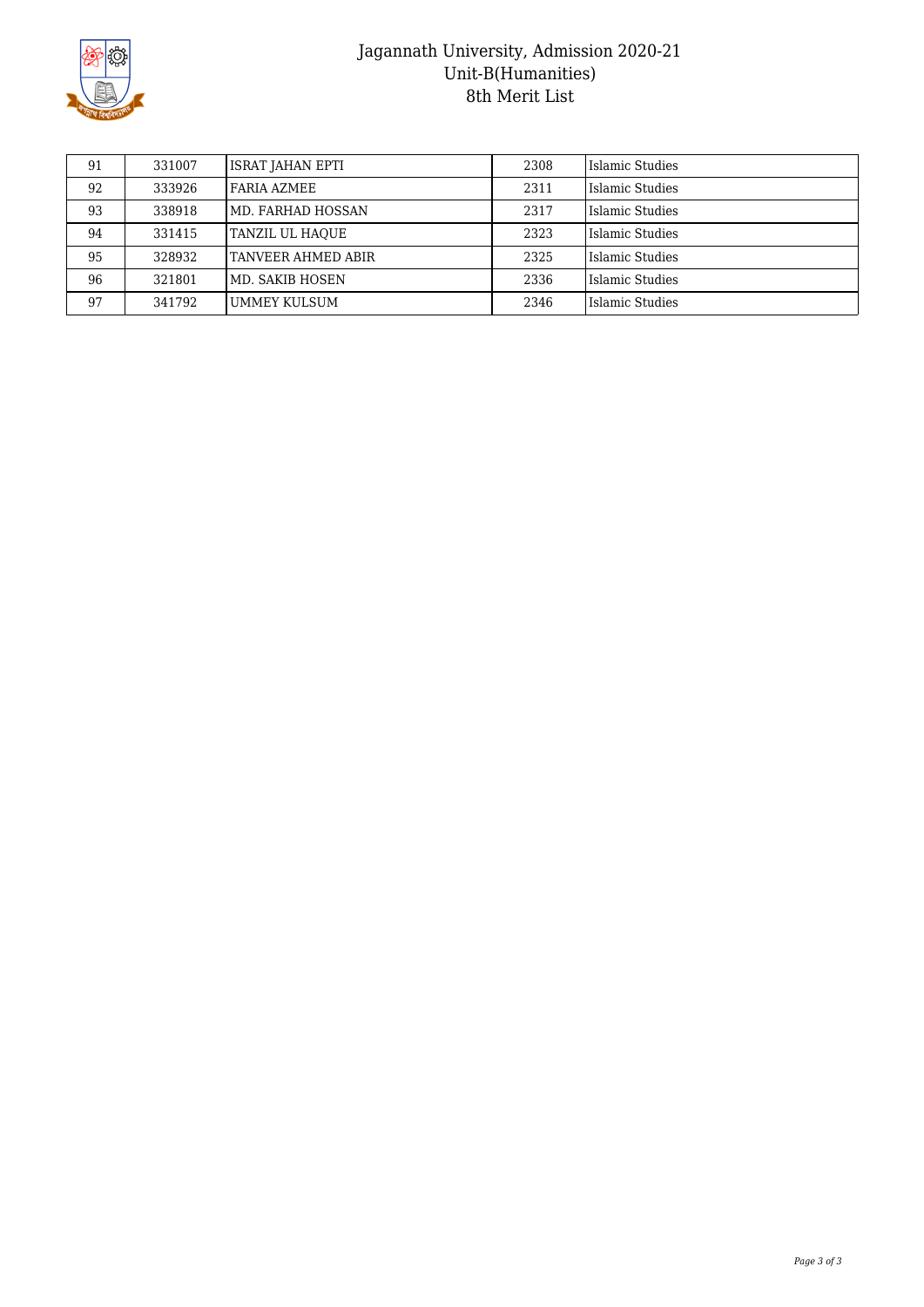# Jagannath University, Admission 2020-21
## Unit-B(Humanities)
## 8th Merit List

| | | | | |
|---|---|---|---|---|
| 91 | 331007 | ISRAT JAHAN EPTI | 2308 | Islamic Studies |
| 92 | 333926 | FARIA AZMEE | 2311 | Islamic Studies |
| 93 | 338918 | MD. FARHAD HOSSAN | 2317 | Islamic Studies |
| 94 | 331415 | TANZIL UL HAQUE | 2323 | Islamic Studies |
| 95 | 328932 | TANVEER AHMED ABIR | 2325 | Islamic Studies |
| 96 | 321801 | MD. SAKIB HOSEN | 2336 | Islamic Studies |
| 97 | 341792 | UMMEY KULSUM | 2346 | Islamic Studies |